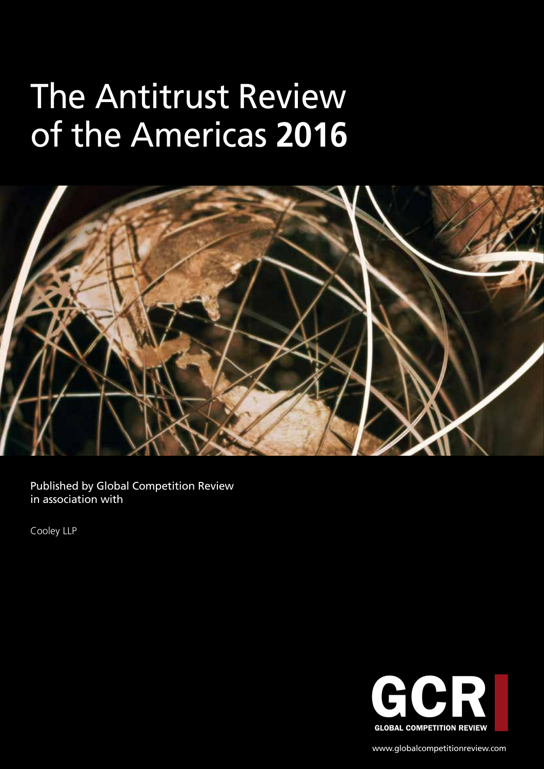# The Antitrust Review of the Americas **2016**

Published by Global Competition Review in association with

Cooley LLP

GCR
GLOBAL COMPETITION REVIEW

www.globalcompetitionreview.com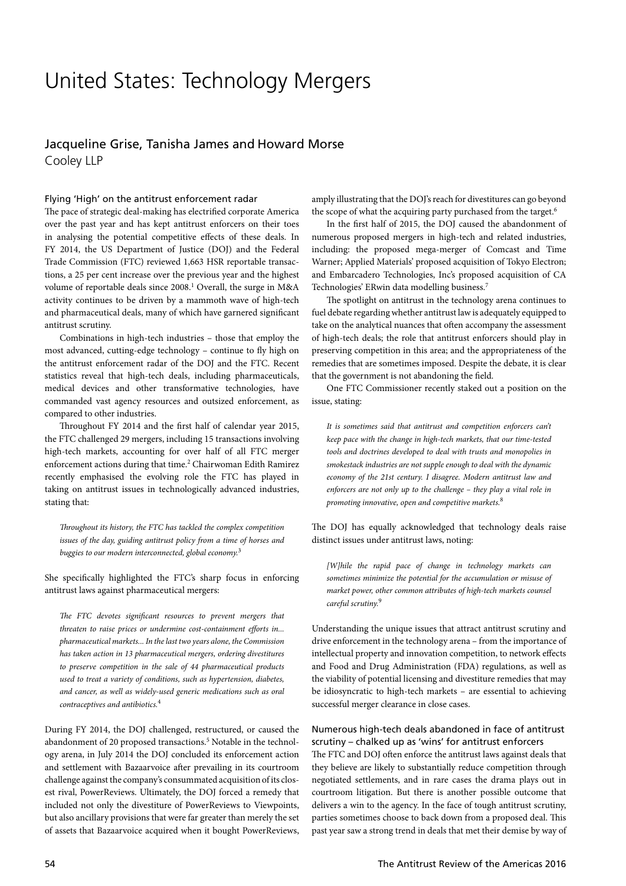# United States: Technology Mergers

## Jacqueline Grise, Tanisha James and Howard Morse

Cooley LLP

### Flying 'High' on the antitrust enforcement radar

The pace of strategic deal-making has electrified corporate America over the past year and has kept antitrust enforcers on their toes in analysing the potential competitive effects of these deals. In FY 2014, the US Department of Justice (DOJ) and the Federal Trade Commission (FTC) reviewed 1,663 HSR reportable transactions, a 25 per cent increase over the previous year and the highest volume of reportable deals since 2008.[1] Overall, the surge in M&A activity continues to be driven by a mammoth wave of high-tech and pharmaceutical deals, many of which have garnered significant antitrust scrutiny.

Combinations in high-tech industries – those that employ the most advanced, cutting-edge technology – continue to fly high on the antitrust enforcement radar of the DOJ and the FTC. Recent statistics reveal that high-tech deals, including pharmaceuticals, medical devices and other transformative technologies, have commanded vast agency resources and outsized enforcement, as compared to other industries.

Throughout FY 2014 and the first half of calendar year 2015, the FTC challenged 29 mergers, including 15 transactions involving high-tech markets, accounting for over half of all FTC merger enforcement actions during that time.[2] Chairwoman Edith Ramirez recently emphasised the evolving role the FTC has played in taking on antitrust issues in technologically advanced industries, stating that:

> *Throughout its history, the FTC has tackled the complex competition issues of the day, guiding antitrust policy from a time of horses and buggies to our modern interconnected, global economy.*[3]

She specifically highlighted the FTC's sharp focus in enforcing antitrust laws against pharmaceutical mergers:

> *The FTC devotes significant resources to prevent mergers that threaten to raise prices or undermine cost-containment efforts in... pharmaceutical markets... In the last two years alone, the Commission has taken action in 13 pharmaceutical mergers, ordering divestitures to preserve competition in the sale of 44 pharmaceutical products used to treat a variety of conditions, such as hypertension, diabetes, and cancer, as well as widely-used generic medications such as oral contraceptives and antibiotics.*[4]

During FY 2014, the DOJ challenged, restructured, or caused the abandonment of 20 proposed transactions.[5] Notable in the technology arena, in July 2014 the DOJ concluded its enforcement action and settlement with Bazaarvoice after prevailing in its courtroom challenge against the company's consummated acquisition of its closest rival, PowerReviews. Ultimately, the DOJ forced a remedy that included not only the divestiture of PowerReviews to Viewpoints, but also ancillary provisions that were far greater than merely the set of assets that Bazaarvoice acquired when it bought PowerReviews, amply illustrating that the DOJ's reach for divestitures can go beyond the scope of what the acquiring party purchased from the target.[6]

In the first half of 2015, the DOJ caused the abandonment of numerous proposed mergers in high-tech and related industries, including: the proposed mega-merger of Comcast and Time Warner; Applied Materials' proposed acquisition of Tokyo Electron; and Embarcadero Technologies, Inc's proposed acquisition of CA Technologies' ERwin data modelling business.[7]

The spotlight on antitrust in the technology arena continues to fuel debate regarding whether antitrust law is adequately equipped to take on the analytical nuances that often accompany the assessment of high-tech deals; the role that antitrust enforcers should play in preserving competition in this area; and the appropriateness of the remedies that are sometimes imposed. Despite the debate, it is clear that the government is not abandoning the field.

One FTC Commissioner recently staked out a position on the issue, stating:

> *It is sometimes said that antitrust and competition enforcers can't keep pace with the change in high-tech markets, that our time-tested tools and doctrines developed to deal with trusts and monopolies in smokestack industries are not supple enough to deal with the dynamic economy of the 21st century. I disagree. Modern antitrust law and enforcers are not only up to the challenge – they play a vital role in promoting innovative, open and competitive markets.*[8]

The DOJ has equally acknowledged that technology deals raise distinct issues under antitrust laws, noting:

> *[W]hile the rapid pace of change in technology markets can sometimes minimize the potential for the accumulation or misuse of market power, other common attributes of high-tech markets counsel careful scrutiny.*[9]

Understanding the unique issues that attract antitrust scrutiny and drive enforcement in the technology arena – from the importance of intellectual property and innovation competition, to network effects and Food and Drug Administration (FDA) regulations, as well as the viability of potential licensing and divestiture remedies that may be idiosyncratic to high-tech markets – are essential to achieving successful merger clearance in close cases.

### Numerous high-tech deals abandoned in face of antitrust scrutiny – chalked up as 'wins' for antitrust enforcers

The FTC and DOJ often enforce the antitrust laws against deals that they believe are likely to substantially reduce competition through negotiated settlements, and in rare cases the drama plays out in courtroom litigation. But there is another possible outcome that delivers a win to the agency. In the face of tough antitrust scrutiny, parties sometimes choose to back down from a proposed deal. This past year saw a strong trend in deals that met their demise by way of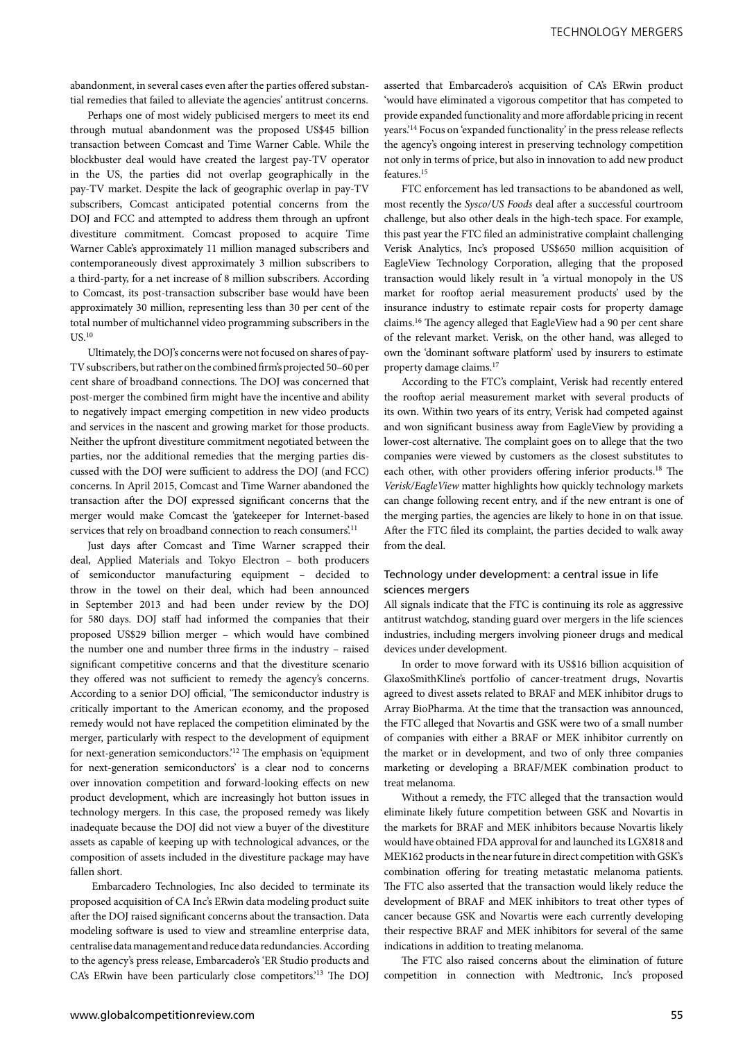abandonment, in several cases even after the parties offered substantial remedies that failed to alleviate the agencies' antitrust concerns.

Perhaps one of most widely publicised mergers to meet its end through mutual abandonment was the proposed US$45 billion transaction between Comcast and Time Warner Cable. While the blockbuster deal would have created the largest pay-TV operator in the US, the parties did not overlap geographically in the pay-TV market. Despite the lack of geographic overlap in pay-TV subscribers, Comcast anticipated potential concerns from the DOJ and FCC and attempted to address them through an upfront divestiture commitment. Comcast proposed to acquire Time Warner Cable's approximately 11 million managed subscribers and contemporaneously divest approximately 3 million subscribers to a third-party, for a net increase of 8 million subscribers. According to Comcast, its post-transaction subscriber base would have been approximately 30 million, representing less than 30 per cent of the total number of multichannel video programming subscribers in the US.[10]

Ultimately, the DOJ's concerns were not focused on shares of pay-TV subscribers, but rather on the combined firm's projected 50–60 per cent share of broadband connections. The DOJ was concerned that post-merger the combined firm might have the incentive and ability to negatively impact emerging competition in new video products and services in the nascent and growing market for those products. Neither the upfront divestiture commitment negotiated between the parties, nor the additional remedies that the merging parties discussed with the DOJ were sufficient to address the DOJ (and FCC) concerns. In April 2015, Comcast and Time Warner abandoned the transaction after the DOJ expressed significant concerns that the merger would make Comcast the 'gatekeeper for Internet-based services that rely on broadband connection to reach consumers'.[11]

Just days after Comcast and Time Warner scrapped their deal, Applied Materials and Tokyo Electron – both producers of semiconductor manufacturing equipment – decided to throw in the towel on their deal, which had been announced in September 2013 and had been under review by the DOJ for 580 days. DOJ staff had informed the companies that their proposed US$29 billion merger – which would have combined the number one and number three firms in the industry – raised significant competitive concerns and that the divestiture scenario they offered was not sufficient to remedy the agency's concerns. According to a senior DOJ official, 'The semiconductor industry is critically important to the American economy, and the proposed remedy would not have replaced the competition eliminated by the merger, particularly with respect to the development of equipment for next-generation semiconductors.'[12] The emphasis on 'equipment for next-generation semiconductors' is a clear nod to concerns over innovation competition and forward-looking effects on new product development, which are increasingly hot button issues in technology mergers. In this case, the proposed remedy was likely inadequate because the DOJ did not view a buyer of the divestiture assets as capable of keeping up with technological advances, or the composition of assets included in the divestiture package may have fallen short.

Embarcadero Technologies, Inc also decided to terminate its proposed acquisition of CA Inc's ERwin data modeling product suite after the DOJ raised significant concerns about the transaction. Data modeling software is used to view and streamline enterprise data, centralise data management and reduce data redundancies. According to the agency's press release, Embarcadero's 'ER Studio products and CA's ERwin have been particularly close competitors.'[13] The DOJ asserted that Embarcadero's acquisition of CA's ERwin product 'would have eliminated a vigorous competitor that has competed to provide expanded functionality and more affordable pricing in recent years.'[14] Focus on 'expanded functionality' in the press release reflects the agency's ongoing interest in preserving technology competition not only in terms of price, but also in innovation to add new product features.[15]

FTC enforcement has led transactions to be abandoned as well, most recently the *Sysco/US Foods* deal after a successful courtroom challenge, but also other deals in the high-tech space. For example, this past year the FTC filed an administrative complaint challenging Verisk Analytics, Inc's proposed US$650 million acquisition of EagleView Technology Corporation, alleging that the proposed transaction would likely result in 'a virtual monopoly in the US market for rooftop aerial measurement products' used by the insurance industry to estimate repair costs for property damage claims.[16] The agency alleged that EagleView had a 90 per cent share of the relevant market. Verisk, on the other hand, was alleged to own the 'dominant software platform' used by insurers to estimate property damage claims.[17]

According to the FTC's complaint, Verisk had recently entered the rooftop aerial measurement market with several products of its own. Within two years of its entry, Verisk had competed against and won significant business away from EagleView by providing a lower-cost alternative. The complaint goes on to allege that the two companies were viewed by customers as the closest substitutes to each other, with other providers offering inferior products.[18] The *Verisk/EagleView* matter highlights how quickly technology markets can change following recent entry, and if the new entrant is one of the merging parties, the agencies are likely to hone in on that issue. After the FTC filed its complaint, the parties decided to walk away from the deal.

## Technology under development: a central issue in life sciences mergers

All signals indicate that the FTC is continuing its role as aggressive antitrust watchdog, standing guard over mergers in the life sciences industries, including mergers involving pioneer drugs and medical devices under development.

In order to move forward with its US$16 billion acquisition of GlaxoSmithKline's portfolio of cancer-treatment drugs, Novartis agreed to divest assets related to BRAF and MEK inhibitor drugs to Array BioPharma. At the time that the transaction was announced, the FTC alleged that Novartis and GSK were two of a small number of companies with either a BRAF or MEK inhibitor currently on the market or in development, and two of only three companies marketing or developing a BRAF/MEK combination product to treat melanoma.

Without a remedy, the FTC alleged that the transaction would eliminate likely future competition between GSK and Novartis in the markets for BRAF and MEK inhibitors because Novartis likely would have obtained FDA approval for and launched its LGX818 and MEK162 products in the near future in direct competition with GSK's combination offering for treating metastatic melanoma patients. The FTC also asserted that the transaction would likely reduce the development of BRAF and MEK inhibitors to treat other types of cancer because GSK and Novartis were each currently developing their respective BRAF and MEK inhibitors for several of the same indications in addition to treating melanoma.

The FTC also raised concerns about the elimination of future competition in connection with Medtronic, Inc's proposed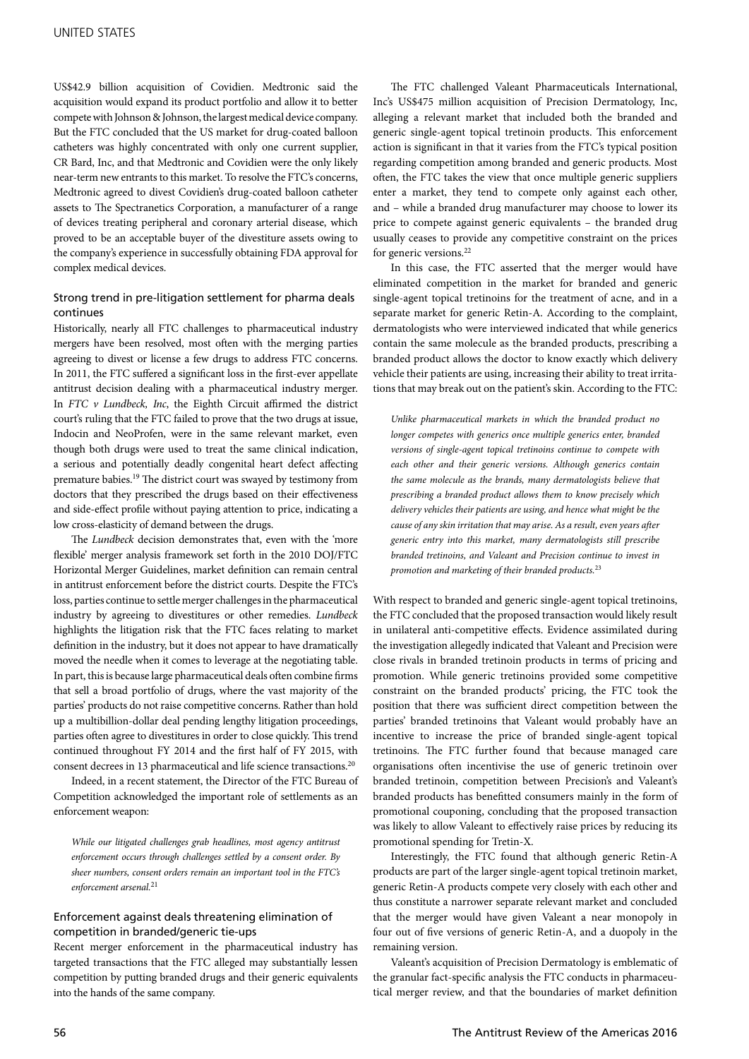US$42.9 billion acquisition of Covidien. Medtronic said the acquisition would expand its product portfolio and allow it to better compete with Johnson & Johnson, the largest medical device company. But the FTC concluded that the US market for drug-coated balloon catheters was highly concentrated with only one current supplier, CR Bard, Inc, and that Medtronic and Covidien were the only likely near-term new entrants to this market. To resolve the FTC's concerns, Medtronic agreed to divest Covidien's drug-coated balloon catheter assets to The Spectranetics Corporation, a manufacturer of a range of devices treating peripheral and coronary arterial disease, which proved to be an acceptable buyer of the divestiture assets owing to the company's experience in successfully obtaining FDA approval for complex medical devices.

### Strong trend in pre-litigation settlement for pharma deals continues

Historically, nearly all FTC challenges to pharmaceutical industry mergers have been resolved, most often with the merging parties agreeing to divest or license a few drugs to address FTC concerns. In 2011, the FTC suffered a significant loss in the first-ever appellate antitrust decision dealing with a pharmaceutical industry merger. In *FTC v Lundbeck, Inc*, the Eighth Circuit affirmed the district court's ruling that the FTC failed to prove that the two drugs at issue, Indocin and NeoProfen, were in the same relevant market, even though both drugs were used to treat the same clinical indication, a serious and potentially deadly congenital heart defect affecting premature babies.[19] The district court was swayed by testimony from doctors that they prescribed the drugs based on their effectiveness and side-effect profile without paying attention to price, indicating a low cross-elasticity of demand between the drugs.

The *Lundbeck* decision demonstrates that, even with the 'more flexible' merger analysis framework set forth in the 2010 DOJ/FTC Horizontal Merger Guidelines, market definition can remain central in antitrust enforcement before the district courts. Despite the FTC's loss, parties continue to settle merger challenges in the pharmaceutical industry by agreeing to divestitures or other remedies. *Lundbeck* highlights the litigation risk that the FTC faces relating to market definition in the industry, but it does not appear to have dramatically moved the needle when it comes to leverage at the negotiating table. In part, this is because large pharmaceutical deals often combine firms that sell a broad portfolio of drugs, where the vast majority of the parties' products do not raise competitive concerns. Rather than hold up a multibillion-dollar deal pending lengthy litigation proceedings, parties often agree to divestitures in order to close quickly. This trend continued throughout FY 2014 and the first half of FY 2015, with consent decrees in 13 pharmaceutical and life science transactions.[20]

Indeed, in a recent statement, the Director of the FTC Bureau of Competition acknowledged the important role of settlements as an enforcement weapon:

> *While our litigated challenges grab headlines, most agency antitrust enforcement occurs through challenges settled by a consent order. By sheer numbers, consent orders remain an important tool in the FTC's enforcement arsenal.*[21]

### Enforcement against deals threatening elimination of competition in branded/generic tie-ups

Recent merger enforcement in the pharmaceutical industry has targeted transactions that the FTC alleged may substantially lessen competition by putting branded drugs and their generic equivalents into the hands of the same company.

The FTC challenged Valeant Pharmaceuticals International, Inc's US$475 million acquisition of Precision Dermatology, Inc, alleging a relevant market that included both the branded and generic single-agent topical tretinoin products. This enforcement action is significant in that it varies from the FTC's typical position regarding competition among branded and generic products. Most often, the FTC takes the view that once multiple generic suppliers enter a market, they tend to compete only against each other, and – while a branded drug manufacturer may choose to lower its price to compete against generic equivalents – the branded drug usually ceases to provide any competitive constraint on the prices for generic versions.[22]

In this case, the FTC asserted that the merger would have eliminated competition in the market for branded and generic single-agent topical tretinoins for the treatment of acne, and in a separate market for generic Retin-A. According to the complaint, dermatologists who were interviewed indicated that while generics contain the same molecule as the branded products, prescribing a branded product allows the doctor to know exactly which delivery vehicle their patients are using, increasing their ability to treat irritations that may break out on the patient's skin. According to the FTC:

> *Unlike pharmaceutical markets in which the branded product no longer competes with generics once multiple generics enter, branded versions of single-agent topical tretinoins continue to compete with each other and their generic versions. Although generics contain the same molecule as the brands, many dermatologists believe that prescribing a branded product allows them to know precisely which delivery vehicles their patients are using, and hence what might be the cause of any skin irritation that may arise. As a result, even years after generic entry into this market, many dermatologists still prescribe branded tretinoins, and Valeant and Precision continue to invest in promotion and marketing of their branded products.*[23]

With respect to branded and generic single-agent topical tretinoins, the FTC concluded that the proposed transaction would likely result in unilateral anti-competitive effects. Evidence assimilated during the investigation allegedly indicated that Valeant and Precision were close rivals in branded tretinoin products in terms of pricing and promotion. While generic tretinoins provided some competitive constraint on the branded products' pricing, the FTC took the position that there was sufficient direct competition between the parties' branded tretinoins that Valeant would probably have an incentive to increase the price of branded single-agent topical tretinoins. The FTC further found that because managed care organisations often incentivise the use of generic tretinoin over branded tretinoin, competition between Precision's and Valeant's branded products has benefitted consumers mainly in the form of promotional couponing, concluding that the proposed transaction was likely to allow Valeant to effectively raise prices by reducing its promotional spending for Tretin-X.

Interestingly, the FTC found that although generic Retin-A products are part of the larger single-agent topical tretinoin market, generic Retin-A products compete very closely with each other and thus constitute a narrower separate relevant market and concluded that the merger would have given Valeant a near monopoly in four out of five versions of generic Retin-A, and a duopoly in the remaining version.

Valeant's acquisition of Precision Dermatology is emblematic of the granular fact-specific analysis the FTC conducts in pharmaceutical merger review, and that the boundaries of market definition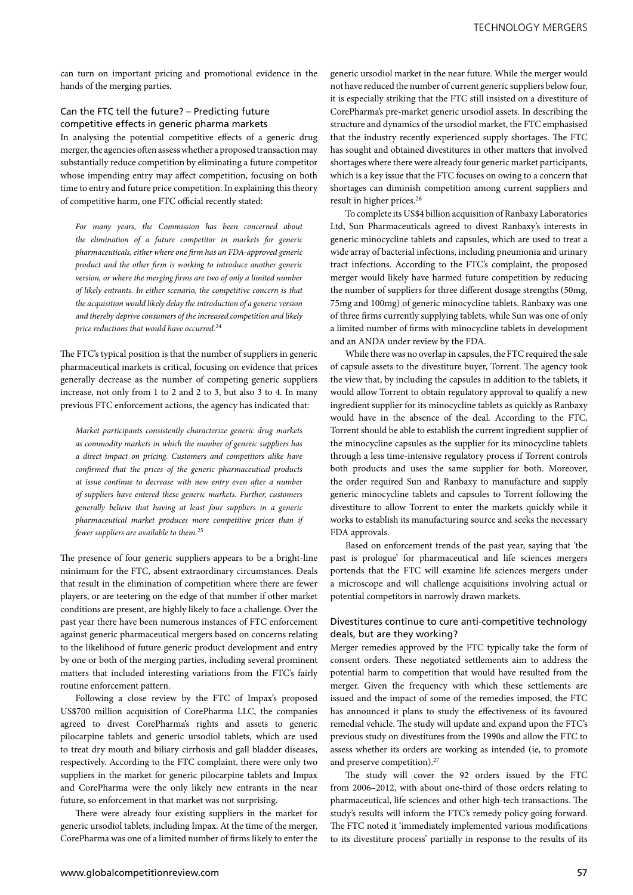can turn on important pricing and promotional evidence in the hands of the merging parties.

## Can the FTC tell the future? – Predicting future competitive effects in generic pharma markets

In analysing the potential competitive effects of a generic drug merger, the agencies often assess whether a proposed transaction may substantially reduce competition by eliminating a future competitor whose impending entry may affect competition, focusing on both time to entry and future price competition. In explaining this theory of competitive harm, one FTC official recently stated:

> *For many years, the Commission has been concerned about the elimination of a future competitor in markets for generic pharmaceuticals, either where one firm has an FDA-approved generic product and the other firm is working to introduce another generic version, or where the merging firms are two of only a limited number of likely entrants. In either scenario, the competitive concern is that the acquisition would likely delay the introduction of a generic version and thereby deprive consumers of the increased competition and likely price reductions that would have occurred.*[24]

The FTC's typical position is that the number of suppliers in generic pharmaceutical markets is critical, focusing on evidence that prices generally decrease as the number of competing generic suppliers increase, not only from 1 to 2 and 2 to 3, but also 3 to 4. In many previous FTC enforcement actions, the agency has indicated that:

> *Market participants consistently characterize generic drug markets as commodity markets in which the number of generic suppliers has a direct impact on pricing. Customers and competitors alike have confirmed that the prices of the generic pharmaceutical products at issue continue to decrease with new entry even after a number of suppliers have entered these generic markets. Further, customers generally believe that having at least four suppliers in a generic pharmaceutical market produces more competitive prices than if fewer suppliers are available to them.*[25]

The presence of four generic suppliers appears to be a bright-line minimum for the FTC, absent extraordinary circumstances. Deals that result in the elimination of competition where there are fewer players, or are teetering on the edge of that number if other market conditions are present, are highly likely to face a challenge. Over the past year there have been numerous instances of FTC enforcement against generic pharmaceutical mergers based on concerns relating to the likelihood of future generic product development and entry by one or both of the merging parties, including several prominent matters that included interesting variations from the FTC's fairly routine enforcement pattern.

Following a close review by the FTC of Impax's proposed US$700 million acquisition of CorePharma LLC, the companies agreed to divest CorePharma's rights and assets to generic pilocarpine tablets and generic ursodiol tablets, which are used to treat dry mouth and biliary cirrhosis and gall bladder diseases, respectively. According to the FTC complaint, there were only two suppliers in the market for generic pilocarpine tablets and Impax and CorePharma were the only likely new entrants in the near future, so enforcement in that market was not surprising.

There were already four existing suppliers in the market for generic ursodiol tablets, including Impax. At the time of the merger, CorePharma was one of a limited number of firms likely to enter the generic ursodiol market in the near future. While the merger would not have reduced the number of current generic suppliers below four, it is especially striking that the FTC still insisted on a divestiture of CorePharma's pre-market generic ursodiol assets. In describing the structure and dynamics of the ursodiol market, the FTC emphasised that the industry recently experienced supply shortages. The FTC has sought and obtained divestitures in other matters that involved shortages where there were already four generic market participants, which is a key issue that the FTC focuses on owing to a concern that shortages can diminish competition among current suppliers and result in higher prices.[26]

To complete its US$4 billion acquisition of Ranbaxy Laboratories Ltd, Sun Pharmaceuticals agreed to divest Ranbaxy's interests in generic minocycline tablets and capsules, which are used to treat a wide array of bacterial infections, including pneumonia and urinary tract infections. According to the FTC's complaint, the proposed merger would likely have harmed future competition by reducing the number of suppliers for three different dosage strengths (50mg, 75mg and 100mg) of generic minocycline tablets. Ranbaxy was one of three firms currently supplying tablets, while Sun was one of only a limited number of firms with minocycline tablets in development and an ANDA under review by the FDA.

While there was no overlap in capsules, the FTC required the sale of capsule assets to the divestiture buyer, Torrent. The agency took the view that, by including the capsules in addition to the tablets, it would allow Torrent to obtain regulatory approval to qualify a new ingredient supplier for its minocycline tablets as quickly as Ranbaxy would have in the absence of the deal. According to the FTC, Torrent should be able to establish the current ingredient supplier of the minocycline capsules as the supplier for its minocycline tablets through a less time-intensive regulatory process if Torrent controls both products and uses the same supplier for both. Moreover, the order required Sun and Ranbaxy to manufacture and supply generic minocycline tablets and capsules to Torrent following the divestiture to allow Torrent to enter the markets quickly while it works to establish its manufacturing source and seeks the necessary FDA approvals.

Based on enforcement trends of the past year, saying that 'the past is prologue' for pharmaceutical and life sciences mergers portends that the FTC will examine life sciences mergers under a microscope and will challenge acquisitions involving actual or potential competitors in narrowly drawn markets.

## Divestitures continue to cure anti-competitive technology deals, but are they working?

Merger remedies approved by the FTC typically take the form of consent orders. These negotiated settlements aim to address the potential harm to competition that would have resulted from the merger. Given the frequency with which these settlements are issued and the impact of some of the remedies imposed, the FTC has announced it plans to study the effectiveness of its favoured remedial vehicle. The study will update and expand upon the FTC's previous study on divestitures from the 1990s and allow the FTC to assess whether its orders are working as intended (ie, to promote and preserve competition).[27]

The study will cover the 92 orders issued by the FTC from 2006–2012, with about one-third of those orders relating to pharmaceutical, life sciences and other high-tech transactions. The study's results will inform the FTC's remedy policy going forward. The FTC noted it 'immediately implemented various modifications to its divestiture process' partially in response to the results of its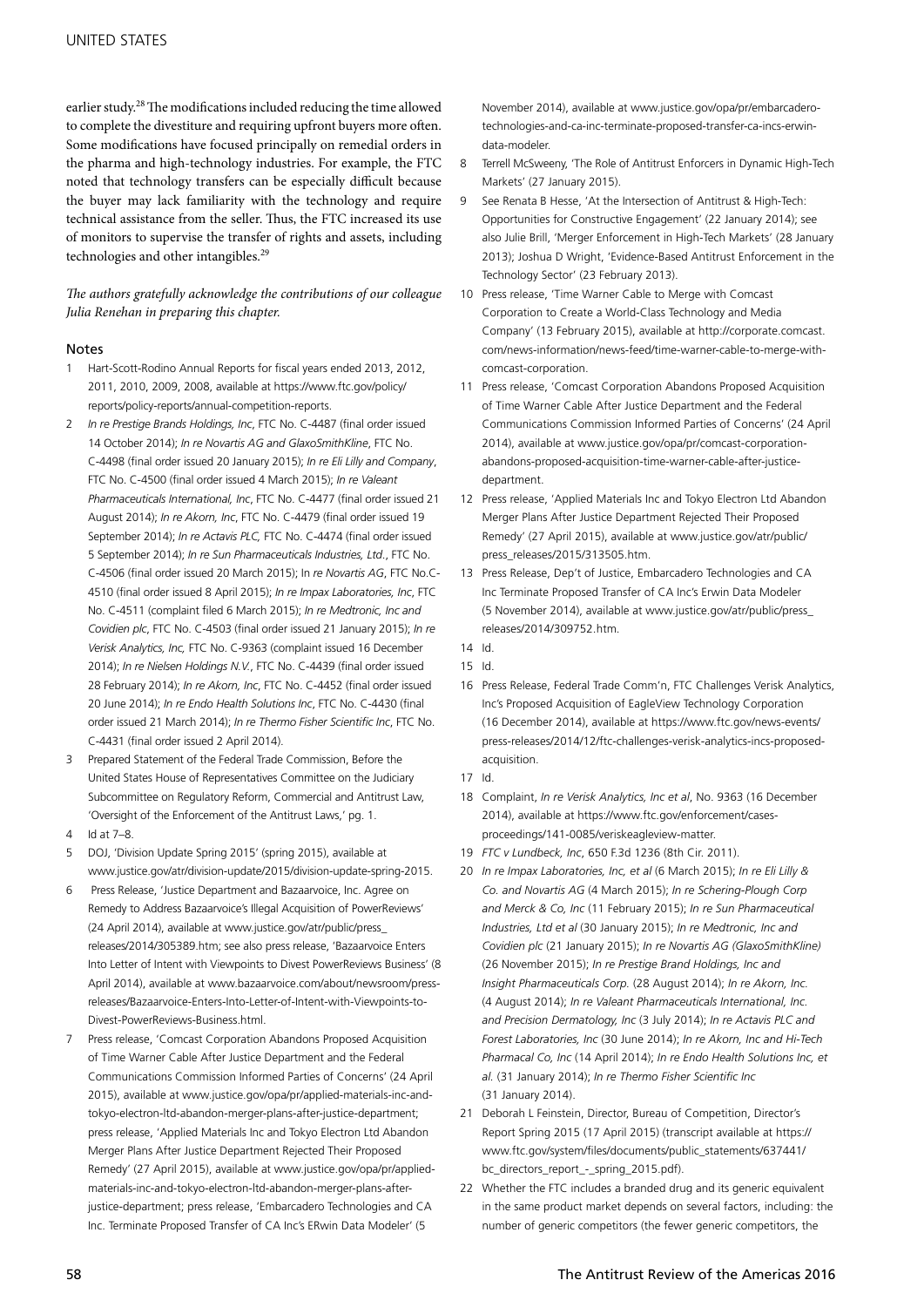earlier study.[28] The modifications included reducing the time allowed to complete the divestiture and requiring upfront buyers more often. Some modifications have focused principally on remedial orders in the pharma and high-technology industries. For example, the FTC noted that technology transfers can be especially difficult because the buyer may lack familiarity with the technology and require technical assistance from the seller. Thus, the FTC increased its use of monitors to supervise the transfer of rights and assets, including technologies and other intangibles.[29]

*The authors gratefully acknowledge the contributions of our colleague Julia Renehan in preparing this chapter.*

## Notes

1. Hart-Scott-Rodino Annual Reports for fiscal years ended 2013, 2012, 2011, 2010, 2009, 2008, available at https://www.ftc.gov/policy/reports/policy-reports/annual-competition-reports.
2. *In re Prestige Brands Holdings, Inc*, FTC No. C-4487 (final order issued 14 October 2014); *In re Novartis AG and GlaxoSmithKline*, FTC No. C-4498 (final order issued 20 January 2015); *In re Eli Lilly and Company*, FTC No. C-4500 (final order issued 4 March 2015); *In re Valeant Pharmaceuticals International, Inc*, FTC No. C-4477 (final order issued 21 August 2014); *In re Akorn, Inc*, FTC No. C-4479 (final order issued 19 September 2014); *In re Actavis PLC,* FTC No. C-4474 (final order issued 5 September 2014); *In re Sun Pharmaceuticals Industries, Ltd.*, FTC No. C-4506 (final order issued 20 March 2015); In *re Novartis AG*, FTC No.C-4510 (final order issued 8 April 2015); *In re Impax Laboratories, Inc*, FTC No. C-4511 (complaint filed 6 March 2015); *In re Medtronic, Inc and Covidien plc*, FTC No. C-4503 (final order issued 21 January 2015); *In re Verisk Analytics, Inc,* FTC No. C-9363 (complaint issued 16 December 2014); *In re Nielsen Holdings N.V.*, FTC No. C-4439 (final order issued 28 February 2014); *In re Akorn, Inc*, FTC No. C-4452 (final order issued 20 June 2014); *In re Endo Health Solutions Inc*, FTC No. C-4430 (final order issued 21 March 2014); *In re Thermo Fisher Scientific Inc*, FTC No. C-4431 (final order issued 2 April 2014).
3. Prepared Statement of the Federal Trade Commission, Before the United States House of Representatives Committee on the Judiciary Subcommittee on Regulatory Reform, Commercial and Antitrust Law, 'Oversight of the Enforcement of the Antitrust Laws,' pg. 1.
4. Id at 7–8.
5. DOJ, 'Division Update Spring 2015' (spring 2015), available at www.justice.gov/atr/division-update/2015/division-update-spring-2015.
6. Press Release, 'Justice Department and Bazaarvoice, Inc. Agree on Remedy to Address Bazaarvoice's Illegal Acquisition of PowerReviews' (24 April 2014), available at www.justice.gov/atr/public/press_releases/2014/305389.htm; see also press release, 'Bazaarvoice Enters Into Letter of Intent with Viewpoints to Divest PowerReviews Business' (8 April 2014), available at www.bazaarvoice.com/about/newsroom/press-releases/Bazaarvoice-Enters-Into-Letter-of-Intent-with-Viewpoints-to-Divest-PowerReviews-Business.html.
7. Press release, 'Comcast Corporation Abandons Proposed Acquisition of Time Warner Cable After Justice Department and the Federal Communications Commission Informed Parties of Concerns' (24 April 2015), available at www.justice.gov/opa/pr/applied-materials-inc-and-tokyo-electron-ltd-abandon-merger-plans-after-justice-department; press release, 'Applied Materials Inc and Tokyo Electron Ltd Abandon Merger Plans After Justice Department Rejected Their Proposed Remedy' (27 April 2015), available at www.justice.gov/opa/pr/applied-materials-inc-and-tokyo-electron-ltd-abandon-merger-plans-after-justice-department; press release, 'Embarcadero Technologies and CA Inc. Terminate Proposed Transfer of CA Inc's ERwin Data Modeler' (5 November 2014), available at www.justice.gov/opa/pr/embarcadero-technologies-and-ca-inc-terminate-proposed-transfer-ca-incs-erwin-data-modeler.
8. Terrell McSweeny, 'The Role of Antitrust Enforcers in Dynamic High-Tech Markets' (27 January 2015).
9. See Renata B Hesse, 'At the Intersection of Antitrust & High-Tech: Opportunities for Constructive Engagement' (22 January 2014); see also Julie Brill, 'Merger Enforcement in High-Tech Markets' (28 January 2013); Joshua D Wright, 'Evidence-Based Antitrust Enforcement in the Technology Sector' (23 February 2013).
10. Press release, 'Time Warner Cable to Merge with Comcast Corporation to Create a World-Class Technology and Media Company' (13 February 2015), available at http://corporate.comcast.com/news-information/news-feed/time-warner-cable-to-merge-with-comcast-corporation.
11. Press release, 'Comcast Corporation Abandons Proposed Acquisition of Time Warner Cable After Justice Department and the Federal Communications Commission Informed Parties of Concerns' (24 April 2014), available at www.justice.gov/opa/pr/comcast-corporation-abandons-proposed-acquisition-time-warner-cable-after-justice-department.
12. Press release, 'Applied Materials Inc and Tokyo Electron Ltd Abandon Merger Plans After Justice Department Rejected Their Proposed Remedy' (27 April 2015), available at www.justice.gov/atr/public/press_releases/2015/313505.htm.
13. Press Release, Dep't of Justice, Embarcadero Technologies and CA Inc Terminate Proposed Transfer of CA Inc's Erwin Data Modeler (5 November 2014), available at www.justice.gov/atr/public/press_releases/2014/309752.htm.
14. Id.
15. Id.
16. Press Release, Federal Trade Comm'n, FTC Challenges Verisk Analytics, Inc's Proposed Acquisition of EagleView Technology Corporation (16 December 2014), available at https://www.ftc.gov/news-events/press-releases/2014/12/ftc-challenges-verisk-analytics-incs-proposed-acquisition.
17. Id.
18. Complaint, *In re Verisk Analytics, Inc et al*, No. 9363 (16 December 2014), available at https://www.ftc.gov/enforcement/cases-proceedings/141-0085/veriskeagleview-matter.
19. *FTC v Lundbeck, Inc*, 650 F.3d 1236 (8th Cir. 2011).
20. *In re Impax Laboratories, Inc, et al* (6 March 2015); *In re Eli Lilly & Co. and Novartis AG* (4 March 2015); *In re Schering-Plough Corp and Merck & Co, Inc* (11 February 2015); *In re Sun Pharmaceutical Industries, Ltd et al* (30 January 2015); *In re Medtronic, Inc and Covidien plc* (21 January 2015); *In re Novartis AG (GlaxoSmithKline)* (26 November 2015); *In re Prestige Brand Holdings, Inc and Insight Pharmaceuticals Corp.* (28 August 2014); *In re Akorn, Inc.* (4 August 2014); *In re Valeant Pharmaceuticals International, Inc. and Precision Dermatology, Inc* (3 July 2014); *In re Actavis PLC and Forest Laboratories, Inc* (30 June 2014); *In re Akorn, Inc and Hi-Tech Pharmacal Co, Inc* (14 April 2014); *In re Endo Health Solutions Inc, et al.* (31 January 2014); *In re Thermo Fisher Scientific Inc* (31 January 2014).
21. Deborah L Feinstein, Director, Bureau of Competition, Director's Report Spring 2015 (17 April 2015) (transcript available at https://www.ftc.gov/system/files/documents/public_statements/637441/bc_directors_report_-_spring_2015.pdf).
22. Whether the FTC includes a branded drug and its generic equivalent in the same product market depends on several factors, including: the number of generic competitors (the fewer generic competitors, the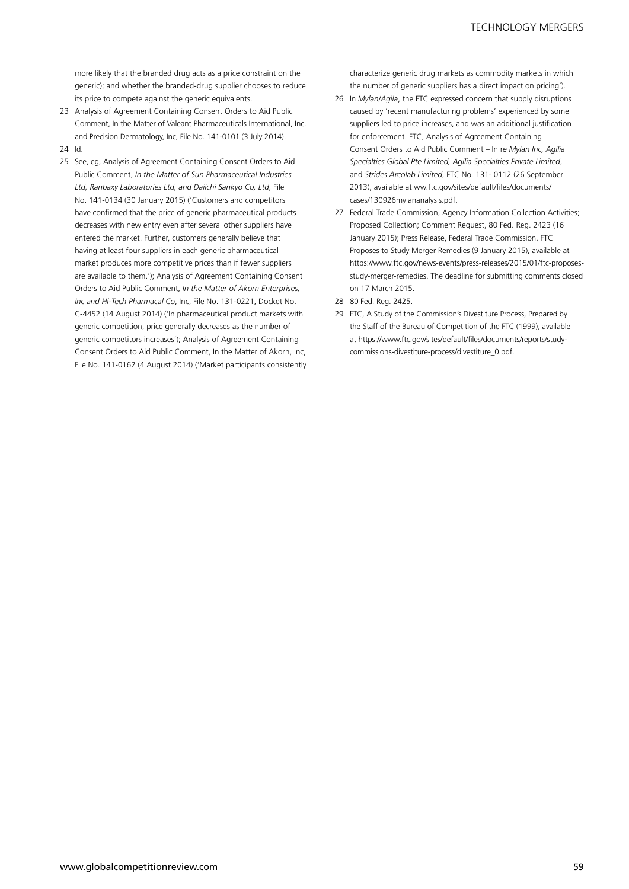more likely that the branded drug acts as a price constraint on the generic); and whether the branded-drug supplier chooses to reduce its price to compete against the generic equivalents.

23 Analysis of Agreement Containing Consent Orders to Aid Public Comment, In the Matter of Valeant Pharmaceuticals International, Inc. and Precision Dermatology, Inc, File No. 141-0101 (3 July 2014).

24 Id.

25 See, eg, Analysis of Agreement Containing Consent Orders to Aid Public Comment, *In the Matter of Sun Pharmaceutical Industries Ltd, Ranbaxy Laboratories Ltd, and Daiichi Sankyo Co, Ltd*, File No. 141-0134 (30 January 2015) ('Customers and competitors have confirmed that the price of generic pharmaceutical products decreases with new entry even after several other suppliers have entered the market. Further, customers generally believe that having at least four suppliers in each generic pharmaceutical market produces more competitive prices than if fewer suppliers are available to them.'); Analysis of Agreement Containing Consent Orders to Aid Public Comment, *In the Matter of Akorn Enterprises, Inc and Hi-Tech Pharmacal Co*, Inc, File No. 131-0221, Docket No. C-4452 (14 August 2014) ('In pharmaceutical product markets with generic competition, price generally decreases as the number of generic competitors increases'); Analysis of Agreement Containing Consent Orders to Aid Public Comment, In the Matter of Akorn, Inc, File No. 141-0162 (4 August 2014) ('Market participants consistently characterize generic drug markets as commodity markets in which the number of generic suppliers has a direct impact on pricing').

26 In *Mylan/Agila*, the FTC expressed concern that supply disruptions caused by 'recent manufacturing problems' experienced by some suppliers led to price increases, and was an additional justification for enforcement. FTC, Analysis of Agreement Containing Consent Orders to Aid Public Comment – In re *Mylan Inc, Agilia Specialties Global Pte Limited, Agilia Specialties Private Limited*, and *Strides Arcolab Limited*, FTC No. 131- 0112 (26 September 2013), available at ww.ftc.gov/sites/default/files/documents/cases/130926mylananalysis.pdf.

27 Federal Trade Commission, Agency Information Collection Activities; Proposed Collection; Comment Request, 80 Fed. Reg. 2423 (16 January 2015); Press Release, Federal Trade Commission, FTC Proposes to Study Merger Remedies (9 January 2015), available at https://www.ftc.gov/news-events/press-releases/2015/01/ftc-proposes-study-merger-remedies. The deadline for submitting comments closed on 17 March 2015.

28 80 Fed. Reg. 2425.

29 FTC, A Study of the Commission's Divestiture Process, Prepared by the Staff of the Bureau of Competition of the FTC (1999), available at https://www.ftc.gov/sites/default/files/documents/reports/study-commissions-divestiture-process/divestiture_0.pdf.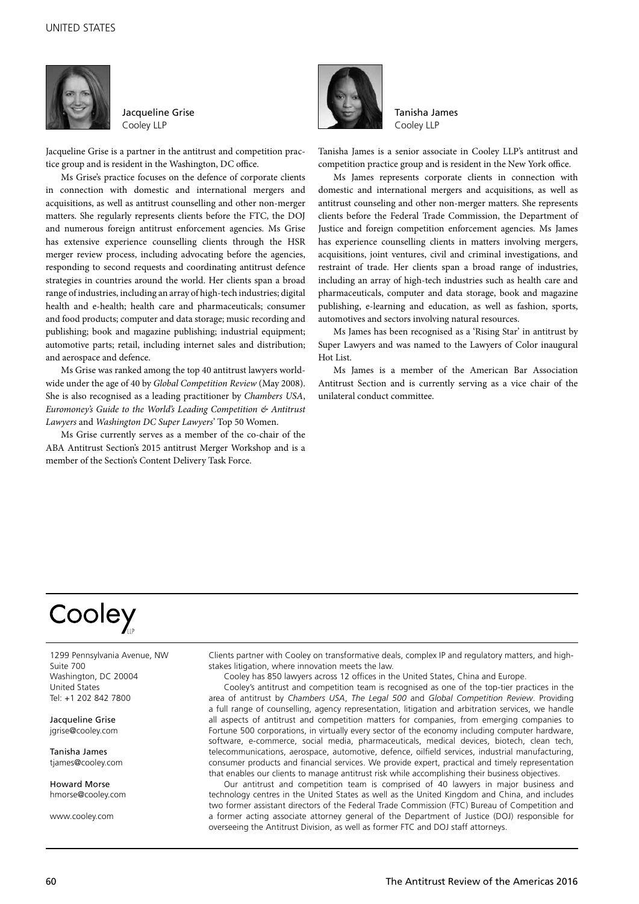**Jacqueline Grise**
Cooley LLP

Jacqueline Grise is a partner in the antitrust and competition practice group and is resident in the Washington, DC office.

Ms Grise's practice focuses on the defence of corporate clients in connection with domestic and international mergers and acquisitions, as well as antitrust counselling and other non-merger matters. She regularly represents clients before the FTC, the DOJ and numerous foreign antitrust enforcement agencies. Ms Grise has extensive experience counselling clients through the HSR merger review process, including advocating before the agencies, responding to second requests and coordinating antitrust defence strategies in countries around the world. Her clients span a broad range of industries, including an array of high-tech industries; digital health and e-health; health care and pharmaceuticals; consumer and food products; computer and data storage; music recording and publishing; book and magazine publishing; industrial equipment; automotive parts; retail, including internet sales and distribution; and aerospace and defence.

Ms Grise was ranked among the top 40 antitrust lawyers worldwide under the age of 40 by *Global Competition Review* (May 2008). She is also recognised as a leading practitioner by *Chambers USA*, *Euromoney's Guide to the World's Leading Competition & Antitrust Lawyers* and *Washington DC Super Lawyers*' Top 50 Women.

Ms Grise currently serves as a member of the co-chair of the ABA Antitrust Section's 2015 antitrust Merger Workshop and is a member of the Section's Content Delivery Task Force.

**Tanisha James**
Cooley LLP

Tanisha James is a senior associate in Cooley LLP's antitrust and competition practice group and is resident in the New York office.

Ms James represents corporate clients in connection with domestic and international mergers and acquisitions, as well as antitrust counseling and other non-merger matters. She represents clients before the Federal Trade Commission, the Department of Justice and foreign competition enforcement agencies. Ms James has experience counselling clients in matters involving mergers, acquisitions, joint ventures, civil and criminal investigations, and restraint of trade. Her clients span a broad range of industries, including an array of high-tech industries such as health care and pharmaceuticals, computer and data storage, book and magazine publishing, e-learning and education, as well as fashion, sports, automotives and sectors involving natural resources.

Ms James has been recognised as a 'Rising Star' in antitrust by Super Lawyers and was named to the Lawyers of Color inaugural Hot List.

Ms James is a member of the American Bar Association Antitrust Section and is currently serving as a vice chair of the unilateral conduct committee.

---

**Cooley** LLP

1299 Pennsylvania Avenue, NW
Suite 700
Washington, DC 20004
United States
Tel: +1 202 842 7800

Jacqueline Grise
jgrise@cooley.com

Tanisha James
tjames@cooley.com

Howard Morse
hmorse@cooley.com

www.cooley.com

Clients partner with Cooley on transformative deals, complex IP and regulatory matters, and high-stakes litigation, where innovation meets the law.

Cooley has 850 lawyers across 12 offices in the United States, China and Europe.

Cooley's antitrust and competition team is recognised as one of the top-tier practices in the area of antitrust by *Chambers USA*, *The Legal 500* and *Global Competition Review*. Providing a full range of counselling, agency representation, litigation and arbitration services, we handle all aspects of antitrust and competition matters for companies, from emerging companies to Fortune 500 corporations, in virtually every sector of the economy including computer hardware, software, e-commerce, social media, pharmaceuticals, medical devices, biotech, clean tech, telecommunications, aerospace, automotive, defence, oilfield services, industrial manufacturing, consumer products and financial services. We provide expert, practical and timely representation that enables our clients to manage antitrust risk while accomplishing their business objectives.

Our antitrust and competition team is comprised of 40 lawyers in major business and technology centres in the United States as well as the United Kingdom and China, and includes two former assistant directors of the Federal Trade Commission (FTC) Bureau of Competition and a former acting associate attorney general of the Department of Justice (DOJ) responsible for overseeing the Antitrust Division, as well as former FTC and DOJ staff attorneys.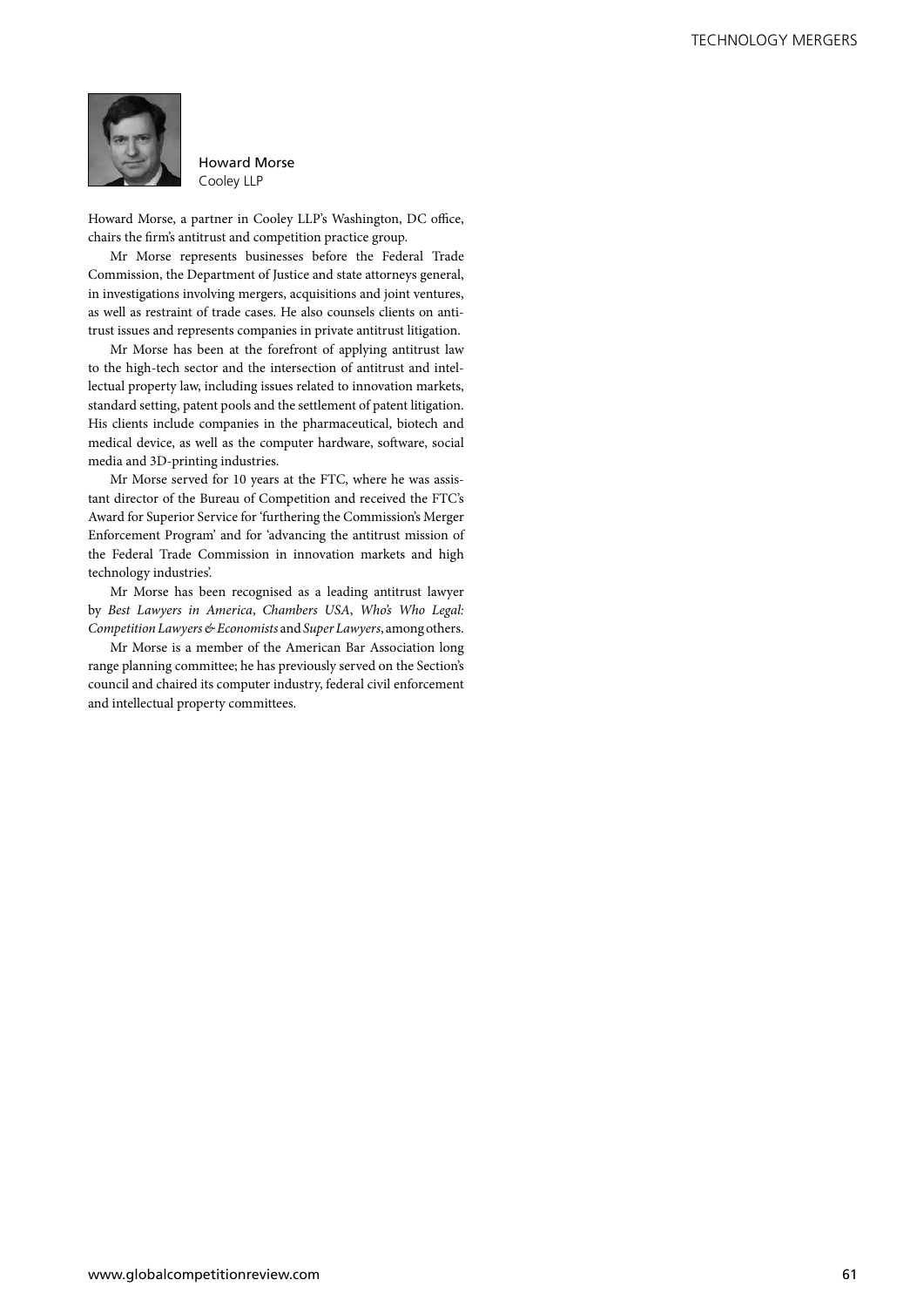**Howard Morse**
Cooley LLP

Howard Morse, a partner in Cooley LLP's Washington, DC office, chairs the firm's antitrust and competition practice group.

Mr Morse represents businesses before the Federal Trade Commission, the Department of Justice and state attorneys general, in investigations involving mergers, acquisitions and joint ventures, as well as restraint of trade cases. He also counsels clients on antitrust issues and represents companies in private antitrust litigation.

Mr Morse has been at the forefront of applying antitrust law to the high-tech sector and the intersection of antitrust and intellectual property law, including issues related to innovation markets, standard setting, patent pools and the settlement of patent litigation. His clients include companies in the pharmaceutical, biotech and medical device, as well as the computer hardware, software, social media and 3D-printing industries.

Mr Morse served for 10 years at the FTC, where he was assistant director of the Bureau of Competition and received the FTC's Award for Superior Service for 'furthering the Commission's Merger Enforcement Program' and for 'advancing the antitrust mission of the Federal Trade Commission in innovation markets and high technology industries'.

Mr Morse has been recognised as a leading antitrust lawyer by *Best Lawyers in America*, *Chambers USA*, *Who's Who Legal: Competition Lawyers & Economists* and *Super Lawyers*, among others.

Mr Morse is a member of the American Bar Association long range planning committee; he has previously served on the Section's council and chaired its computer industry, federal civil enforcement and intellectual property committees.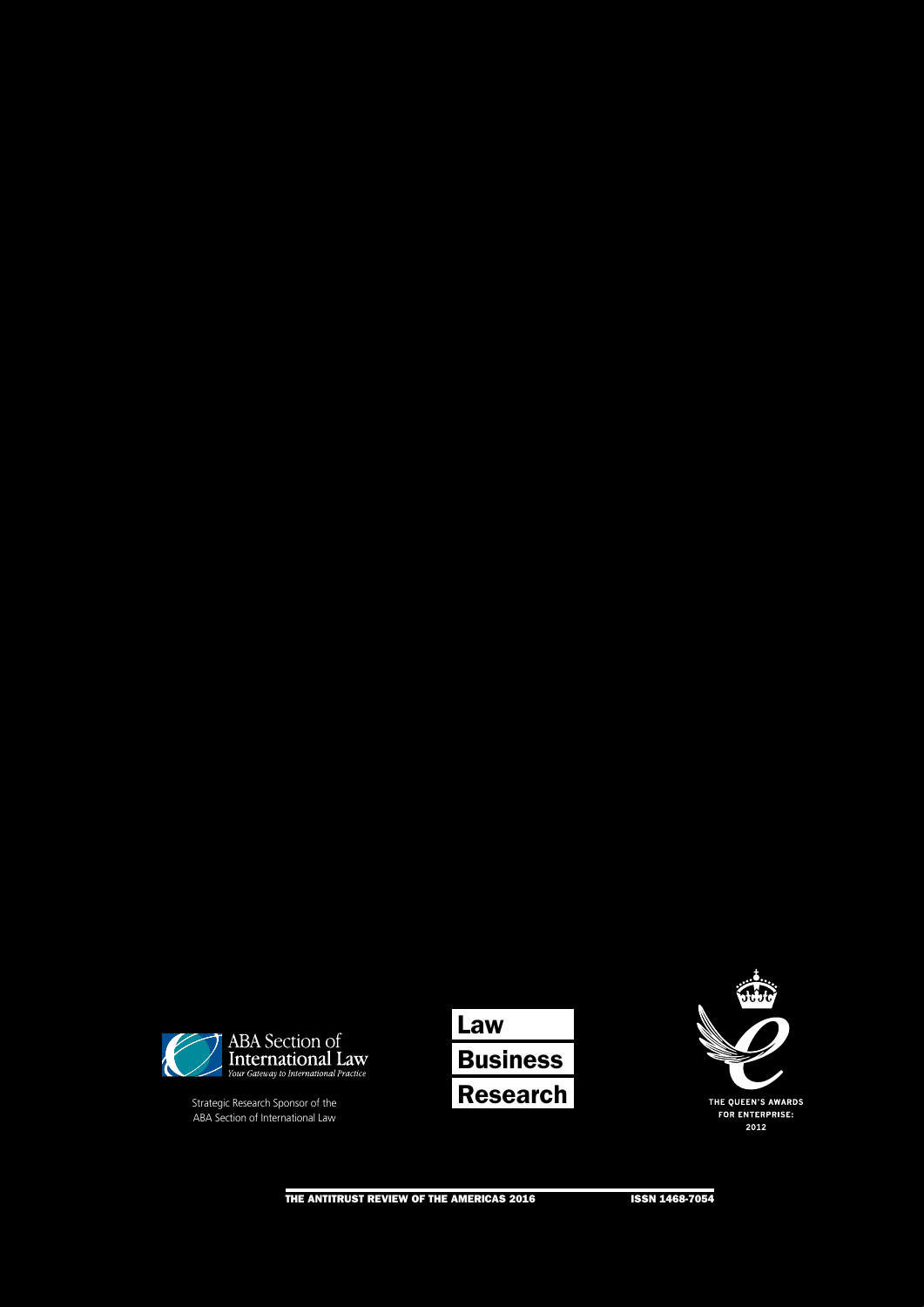ABA Section of International Law

*Your Gateway to International Practice*

Strategic Research Sponsor of the ABA Section of International Law

Law

Business

Research

THE QUEEN'S AWARDS FOR ENTERPRISE: 2012

THE ANTITRUST REVIEW OF THE AMERICAS 2016

ISSN 1468-7054